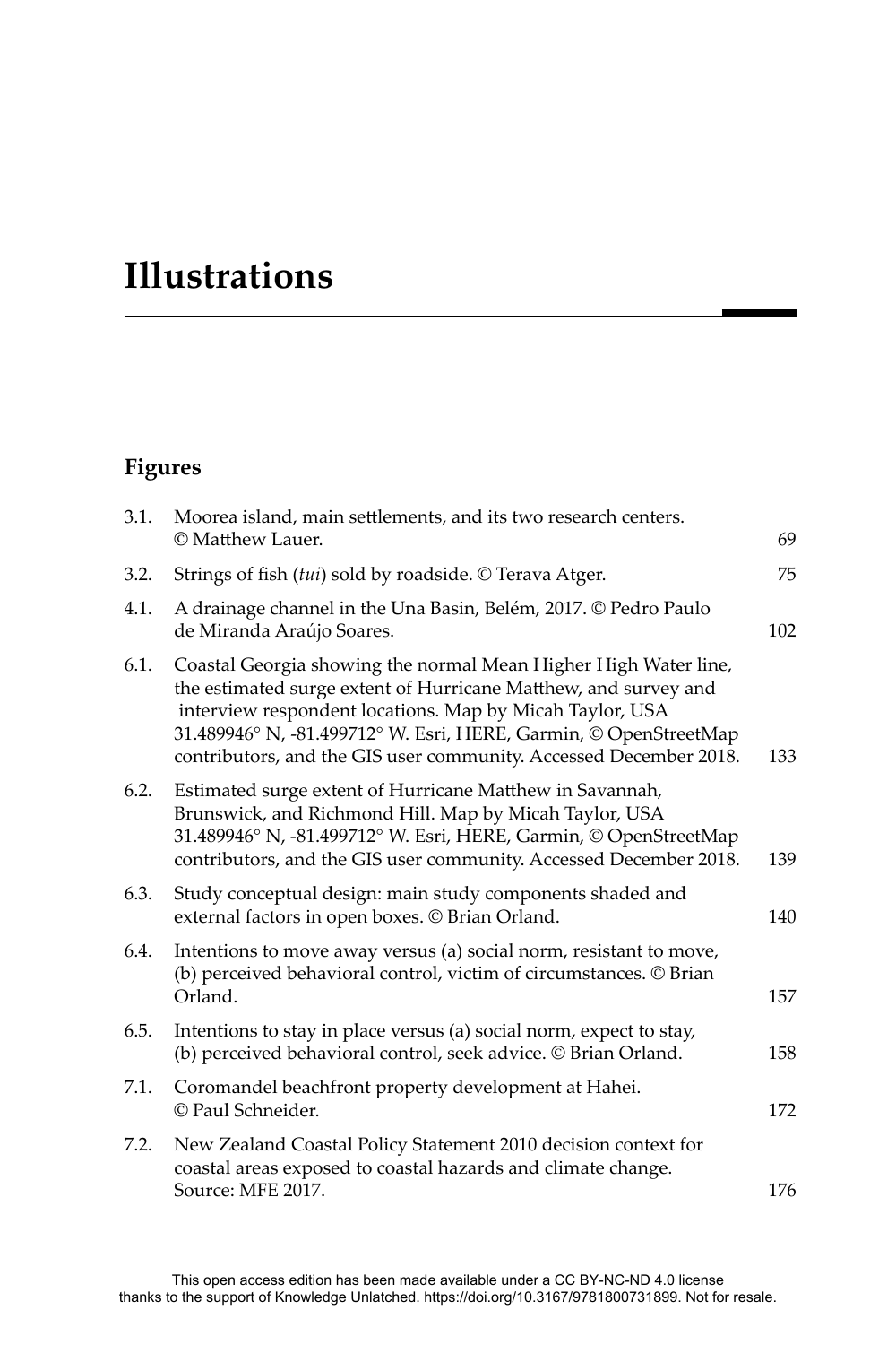# Illustrations

## Figures

| | | |
|---|---|---|
| 3.1. | Moorea island, main settlements, and its two research centers. © Matthew Lauer. | 69 |
| 3.2. | Strings of fish (*tui*) sold by roadside. © Terava Atger. | 75 |
| 4.1. | A drainage channel in the Una Basin, Belém, 2017. © Pedro Paulo de Miranda Araújo Soares. | 102 |
| 6.1. | Coastal Georgia showing the normal Mean Higher High Water line, the estimated surge extent of Hurricane Matthew, and survey and interview respondent locations. Map by Micah Taylor, USA 31.489946° N, -81.499712° W. Esri, HERE, Garmin, © OpenStreetMap contributors, and the GIS user community. Accessed December 2018. | 133 |
| 6.2. | Estimated surge extent of Hurricane Matthew in Savannah, Brunswick, and Richmond Hill. Map by Micah Taylor, USA 31.489946° N, -81.499712° W. Esri, HERE, Garmin, © OpenStreetMap contributors, and the GIS user community. Accessed December 2018. | 139 |
| 6.3. | Study conceptual design: main study components shaded and external factors in open boxes. © Brian Orland. | 140 |
| 6.4. | Intentions to move away versus (a) social norm, resistant to move, (b) perceived behavioral control, victim of circumstances. © Brian Orland. | 157 |
| 6.5. | Intentions to stay in place versus (a) social norm, expect to stay, (b) perceived behavioral control, seek advice. © Brian Orland. | 158 |
| 7.1. | Coromandel beachfront property development at Hahei. © Paul Schneider. | 172 |
| 7.2. | New Zealand Coastal Policy Statement 2010 decision context for coastal areas exposed to coastal hazards and climate change. Source: MFE 2017. | 176 |

This open access edition has been made available under a CC BY-NC-ND 4.0 license thanks to the support of Knowledge Unlatched. https://doi.org/10.3167/9781800731899. Not for resale.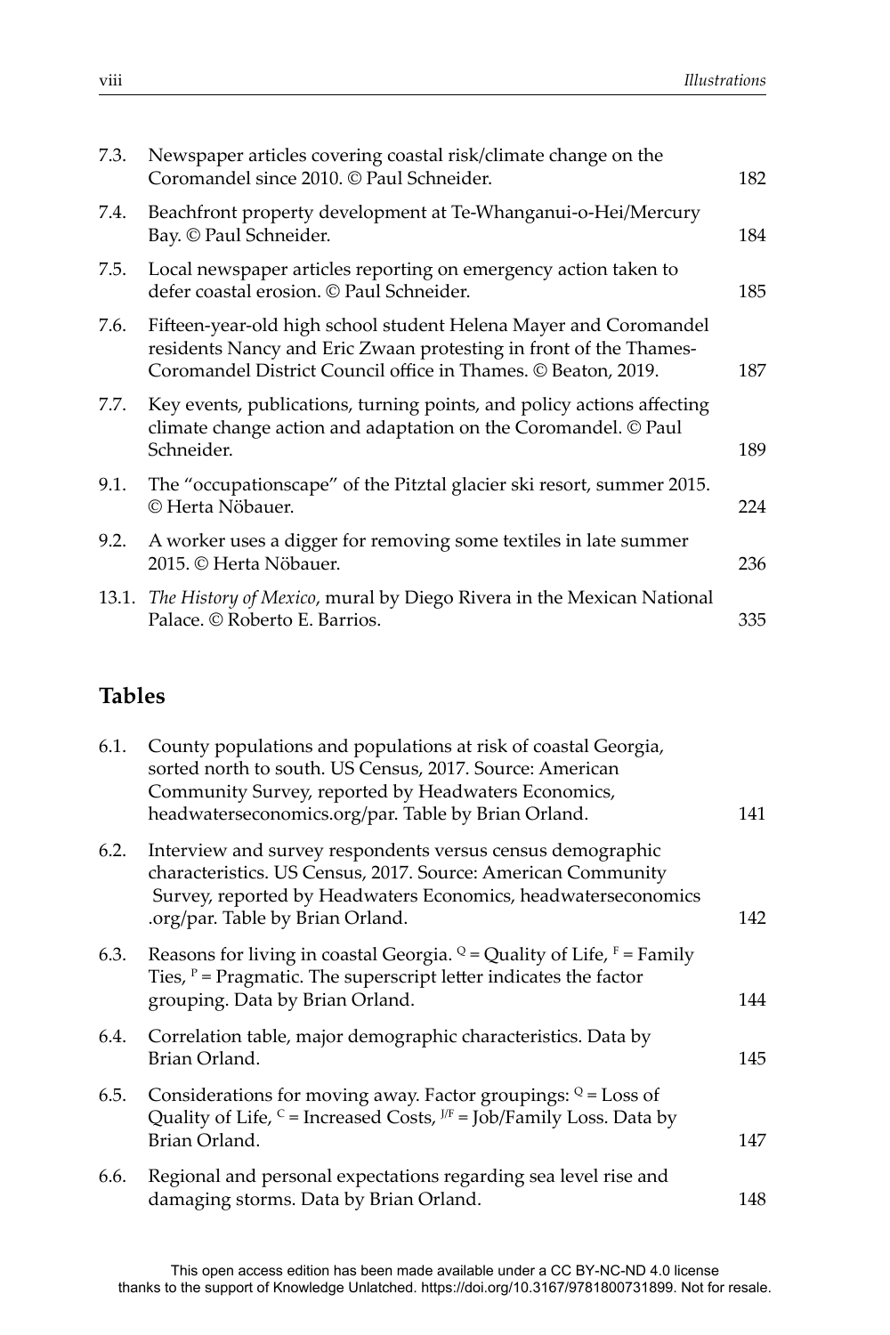| | | |
|---|---|---|
| 7.3. | Newspaper articles covering coastal risk/climate change on the Coromandel since 2010. © Paul Schneider. | 182 |
| 7.4. | Beachfront property development at Te-Whanganui-o-Hei/Mercury Bay. © Paul Schneider. | 184 |
| 7.5. | Local newspaper articles reporting on emergency action taken to defer coastal erosion. © Paul Schneider. | 185 |
| 7.6. | Fifteen-year-old high school student Helena Mayer and Coromandel residents Nancy and Eric Zwaan protesting in front of the Thames-Coromandel District Council office in Thames. © Beaton, 2019. | 187 |
| 7.7. | Key events, publications, turning points, and policy actions affecting climate change action and adaptation on the Coromandel. © Paul Schneider. | 189 |
| 9.1. | The "occupationscape" of the Pitztal glacier ski resort, summer 2015. © Herta Nöbauer. | 224 |
| 9.2. | A worker uses a digger for removing some textiles in late summer 2015. © Herta Nöbauer. | 236 |
| 13.1. | *The History of Mexico*, mural by Diego Rivera in the Mexican National Palace. © Roberto E. Barrios. | 335 |

## Tables

| | | |
|---|---|---|
| 6.1. | County populations and populations at risk of coastal Georgia, sorted north to south. US Census, 2017. Source: American Community Survey, reported by Headwaters Economics, headwaterseconomics.org/par. Table by Brian Orland. | 141 |
| 6.2. | Interview and survey respondents versus census demographic characteristics. US Census, 2017. Source: American Community Survey, reported by Headwaters Economics, headwaterseconomics.org/par. Table by Brian Orland. | 142 |
| 6.3. | Reasons for living in coastal Georgia. $^{Q}$ = Quality of Life, $^{F}$ = Family Ties, $^{P}$ = Pragmatic. The superscript letter indicates the factor grouping. Data by Brian Orland. | 144 |
| 6.4. | Correlation table, major demographic characteristics. Data by Brian Orland. | 145 |
| 6.5. | Considerations for moving away. Factor groupings: $^{Q}$ = Loss of Quality of Life, $^{C}$ = Increased Costs, $^{J/F}$ = Job/Family Loss. Data by Brian Orland. | 147 |
| 6.6. | Regional and personal expectations regarding sea level rise and damaging storms. Data by Brian Orland. | 148 |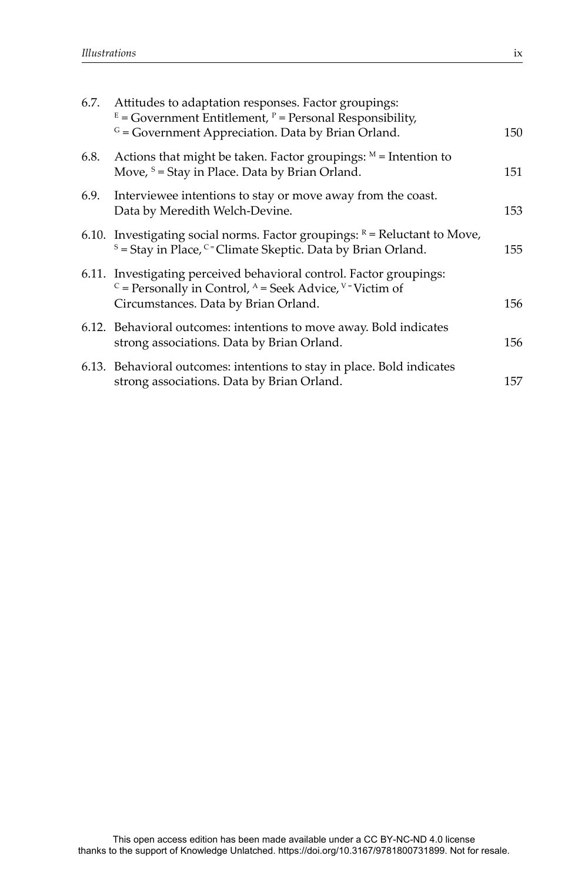6.7. Attitudes to adaptation responses. Factor groupings: [E] = Government Entitlement, [P] = Personal Responsibility, [G] = Government Appreciation. Data by Brian Orland. 150

6.8. Actions that might be taken. Factor groupings: [M] = Intention to Move, [S] = Stay in Place. Data by Brian Orland. 151

6.9. Interviewee intentions to stay or move away from the coast. Data by Meredith Welch-Devine. 153

6.10. Investigating social norms. Factor groupings: [R] = Reluctant to Move, [S] = Stay in Place, [C] = Climate Skeptic. Data by Brian Orland. 155

6.11. Investigating perceived behavioral control. Factor groupings: [C] = Personally in Control, [A] = Seek Advice, [V] = Victim of Circumstances. Data by Brian Orland. 156

6.12. Behavioral outcomes: intentions to move away. Bold indicates strong associations. Data by Brian Orland. 156

6.13. Behavioral outcomes: intentions to stay in place. Bold indicates strong associations. Data by Brian Orland. 157

This open access edition has been made available under a CC BY-NC-ND 4.0 license thanks to the support of Knowledge Unlatched. https://doi.org/10.3167/9781800731899. Not for resale.